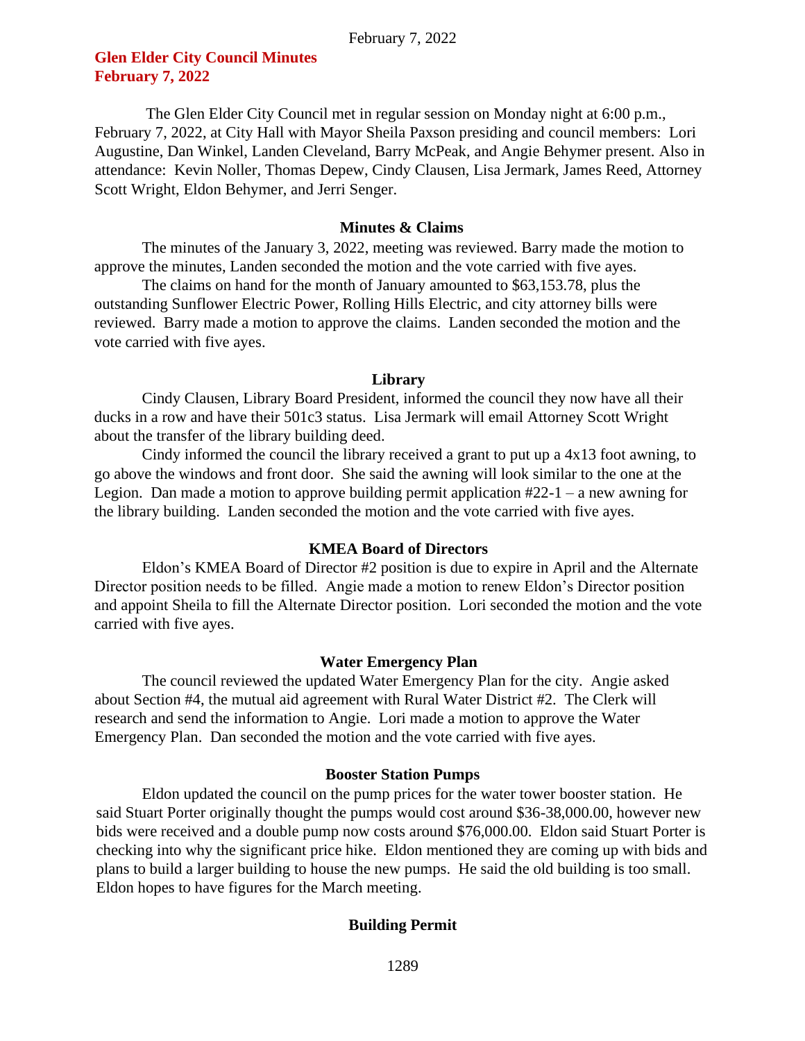# Glen Elder City Council Minutes
# February 7, 2022

The Glen Elder City Council met in regular session on Monday night at 6:00 p.m., February 7, 2022, at City Hall with Mayor Sheila Paxson presiding and council members: Lori Augustine, Dan Winkel, Landen Cleveland, Barry McPeak, and Angie Behymer present. Also in attendance: Kevin Noller, Thomas Depew, Cindy Clausen, Lisa Jermark, James Reed, Attorney Scott Wright, Eldon Behymer, and Jerri Senger.

## Minutes & Claims

The minutes of the January 3, 2022, meeting was reviewed. Barry made the motion to approve the minutes, Landen seconded the motion and the vote carried with five ayes.

The claims on hand for the month of January amounted to $63,153.78, plus the outstanding Sunflower Electric Power, Rolling Hills Electric, and city attorney bills were reviewed. Barry made a motion to approve the claims. Landen seconded the motion and the vote carried with five ayes.

## Library

Cindy Clausen, Library Board President, informed the council they now have all their ducks in a row and have their 501c3 status. Lisa Jermark will email Attorney Scott Wright about the transfer of the library building deed.

Cindy informed the council the library received a grant to put up a 4x13 foot awning, to go above the windows and front door. She said the awning will look similar to the one at the Legion. Dan made a motion to approve building permit application #22-1 – a new awning for the library building. Landen seconded the motion and the vote carried with five ayes.

## KMEA Board of Directors

Eldon's KMEA Board of Director #2 position is due to expire in April and the Alternate Director position needs to be filled. Angie made a motion to renew Eldon's Director position and appoint Sheila to fill the Alternate Director position. Lori seconded the motion and the vote carried with five ayes.

## Water Emergency Plan

The council reviewed the updated Water Emergency Plan for the city. Angie asked about Section #4, the mutual aid agreement with Rural Water District #2. The Clerk will research and send the information to Angie. Lori made a motion to approve the Water Emergency Plan. Dan seconded the motion and the vote carried with five ayes.

## Booster Station Pumps

Eldon updated the council on the pump prices for the water tower booster station. He said Stuart Porter originally thought the pumps would cost around $36-38,000.00, however new bids were received and a double pump now costs around $76,000.00. Eldon said Stuart Porter is checking into why the significant price hike. Eldon mentioned they are coming up with bids and plans to build a larger building to house the new pumps. He said the old building is too small. Eldon hopes to have figures for the March meeting.

## Building Permit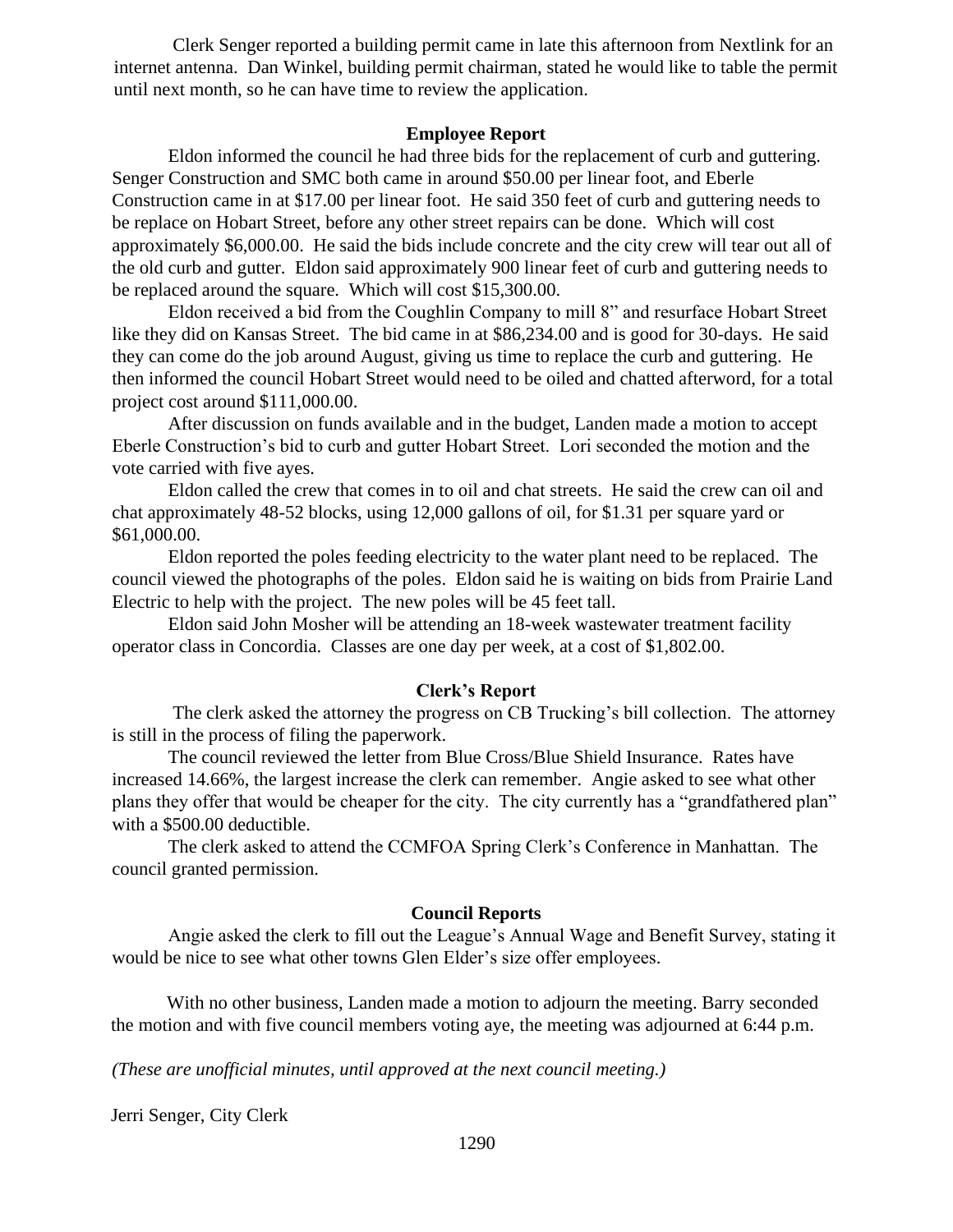Clerk Senger reported a building permit came in late this afternoon from Nextlink for an internet antenna. Dan Winkel, building permit chairman, stated he would like to table the permit until next month, so he can have time to review the application.

## Employee Report

Eldon informed the council he had three bids for the replacement of curb and guttering. Senger Construction and SMC both came in around $50.00 per linear foot, and Eberle Construction came in at $17.00 per linear foot. He said 350 feet of curb and guttering needs to be replace on Hobart Street, before any other street repairs can be done. Which will cost approximately $6,000.00. He said the bids include concrete and the city crew will tear out all of the old curb and gutter. Eldon said approximately 900 linear feet of curb and guttering needs to be replaced around the square. Which will cost $15,300.00.

Eldon received a bid from the Coughlin Company to mill 8" and resurface Hobart Street like they did on Kansas Street. The bid came in at $86,234.00 and is good for 30-days. He said they can come do the job around August, giving us time to replace the curb and guttering. He then informed the council Hobart Street would need to be oiled and chatted afterword, for a total project cost around $111,000.00.

After discussion on funds available and in the budget, Landen made a motion to accept Eberle Construction's bid to curb and gutter Hobart Street. Lori seconded the motion and the vote carried with five ayes.

Eldon called the crew that comes in to oil and chat streets. He said the crew can oil and chat approximately 48-52 blocks, using 12,000 gallons of oil, for $1.31 per square yard or $61,000.00.

Eldon reported the poles feeding electricity to the water plant need to be replaced. The council viewed the photographs of the poles. Eldon said he is waiting on bids from Prairie Land Electric to help with the project. The new poles will be 45 feet tall.

Eldon said John Mosher will be attending an 18-week wastewater treatment facility operator class in Concordia. Classes are one day per week, at a cost of $1,802.00.

## Clerk's Report

The clerk asked the attorney the progress on CB Trucking's bill collection. The attorney is still in the process of filing the paperwork.

The council reviewed the letter from Blue Cross/Blue Shield Insurance. Rates have increased 14.66%, the largest increase the clerk can remember. Angie asked to see what other plans they offer that would be cheaper for the city. The city currently has a "grandfathered plan" with a $500.00 deductible.

The clerk asked to attend the CCMFOA Spring Clerk's Conference in Manhattan. The council granted permission.

## Council Reports

Angie asked the clerk to fill out the League's Annual Wage and Benefit Survey, stating it would be nice to see what other towns Glen Elder's size offer employees.

With no other business, Landen made a motion to adjourn the meeting. Barry seconded the motion and with five council members voting aye, the meeting was adjourned at 6:44 p.m.

*(These are unofficial minutes, until approved at the next council meeting.)*

Jerri Senger, City Clerk